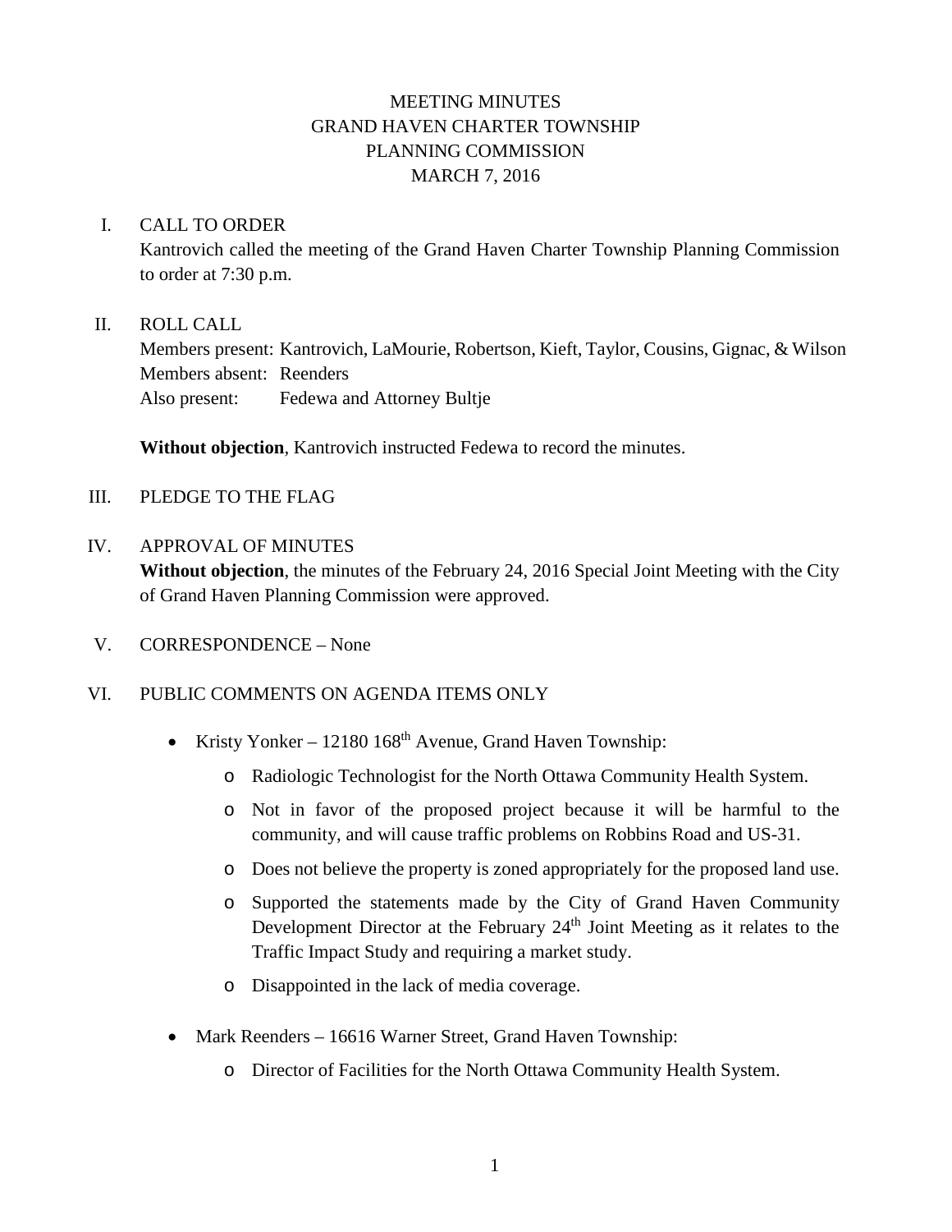# MEETING MINUTES
## GRAND HAVEN CHARTER TOWNSHIP
## PLANNING COMMISSION
## MARCH 7, 2016

I. CALL TO ORDER

Kantrovich called the meeting of the Grand Haven Charter Township Planning Commission to order at 7:30 p.m.

II. ROLL CALL

Members present: Kantrovich, LaMourie, Robertson, Kieft, Taylor, Cousins, Gignac, & Wilson
Members absent: Reenders
Also present: Fedewa and Attorney Bultje

**Without objection**, Kantrovich instructed Fedewa to record the minutes.

III. PLEDGE TO THE FLAG

IV. APPROVAL OF MINUTES

**Without objection**, the minutes of the February 24, 2016 Special Joint Meeting with the City of Grand Haven Planning Commission were approved.

V. CORRESPONDENCE – None

VI. PUBLIC COMMENTS ON AGENDA ITEMS ONLY

- Kristy Yonker – 12180 168th Avenue, Grand Haven Township:
  - Radiologic Technologist for the North Ottawa Community Health System.
  - Not in favor of the proposed project because it will be harmful to the community, and will cause traffic problems on Robbins Road and US-31.
  - Does not believe the property is zoned appropriately for the proposed land use.
  - Supported the statements made by the City of Grand Haven Community Development Director at the February 24th Joint Meeting as it relates to the Traffic Impact Study and requiring a market study.
  - Disappointed in the lack of media coverage.
- Mark Reenders – 16616 Warner Street, Grand Haven Township:
  - Director of Facilities for the North Ottawa Community Health System.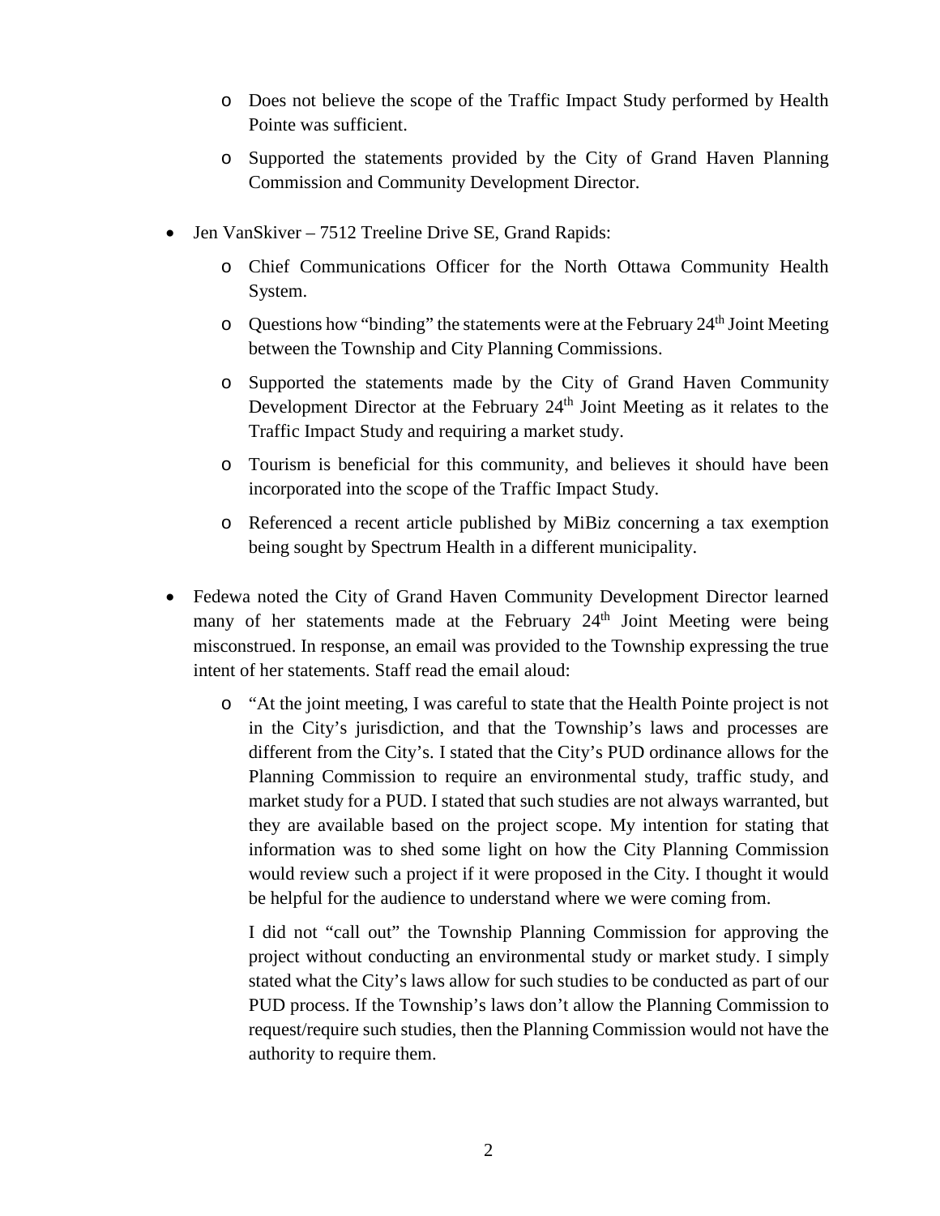- Does not believe the scope of the Traffic Impact Study performed by Health Pointe was sufficient.
  - Supported the statements provided by the City of Grand Haven Planning Commission and Community Development Director.

- Jen VanSkiver – 7512 Treeline Drive SE, Grand Rapids:
  - Chief Communications Officer for the North Ottawa Community Health System.
  - Questions how "binding" the statements were at the February 24th Joint Meeting between the Township and City Planning Commissions.
  - Supported the statements made by the City of Grand Haven Community Development Director at the February 24th Joint Meeting as it relates to the Traffic Impact Study and requiring a market study.
  - Tourism is beneficial for this community, and believes it should have been incorporated into the scope of the Traffic Impact Study.
  - Referenced a recent article published by MiBiz concerning a tax exemption being sought by Spectrum Health in a different municipality.

- Fedewa noted the City of Grand Haven Community Development Director learned many of her statements made at the February 24th Joint Meeting were being misconstrued. In response, an email was provided to the Township expressing the true intent of her statements. Staff read the email aloud:
  - "At the joint meeting, I was careful to state that the Health Pointe project is not in the City's jurisdiction, and that the Township's laws and processes are different from the City's. I stated that the City's PUD ordinance allows for the Planning Commission to require an environmental study, traffic study, and market study for a PUD. I stated that such studies are not always warranted, but they are available based on the project scope. My intention for stating that information was to shed some light on how the City Planning Commission would review such a project if it were proposed in the City. I thought it would be helpful for the audience to understand where we were coming from.

    I did not "call out" the Township Planning Commission for approving the project without conducting an environmental study or market study. I simply stated what the City's laws allow for such studies to be conducted as part of our PUD process. If the Township's laws don't allow the Planning Commission to request/require such studies, then the Planning Commission would not have the authority to require them.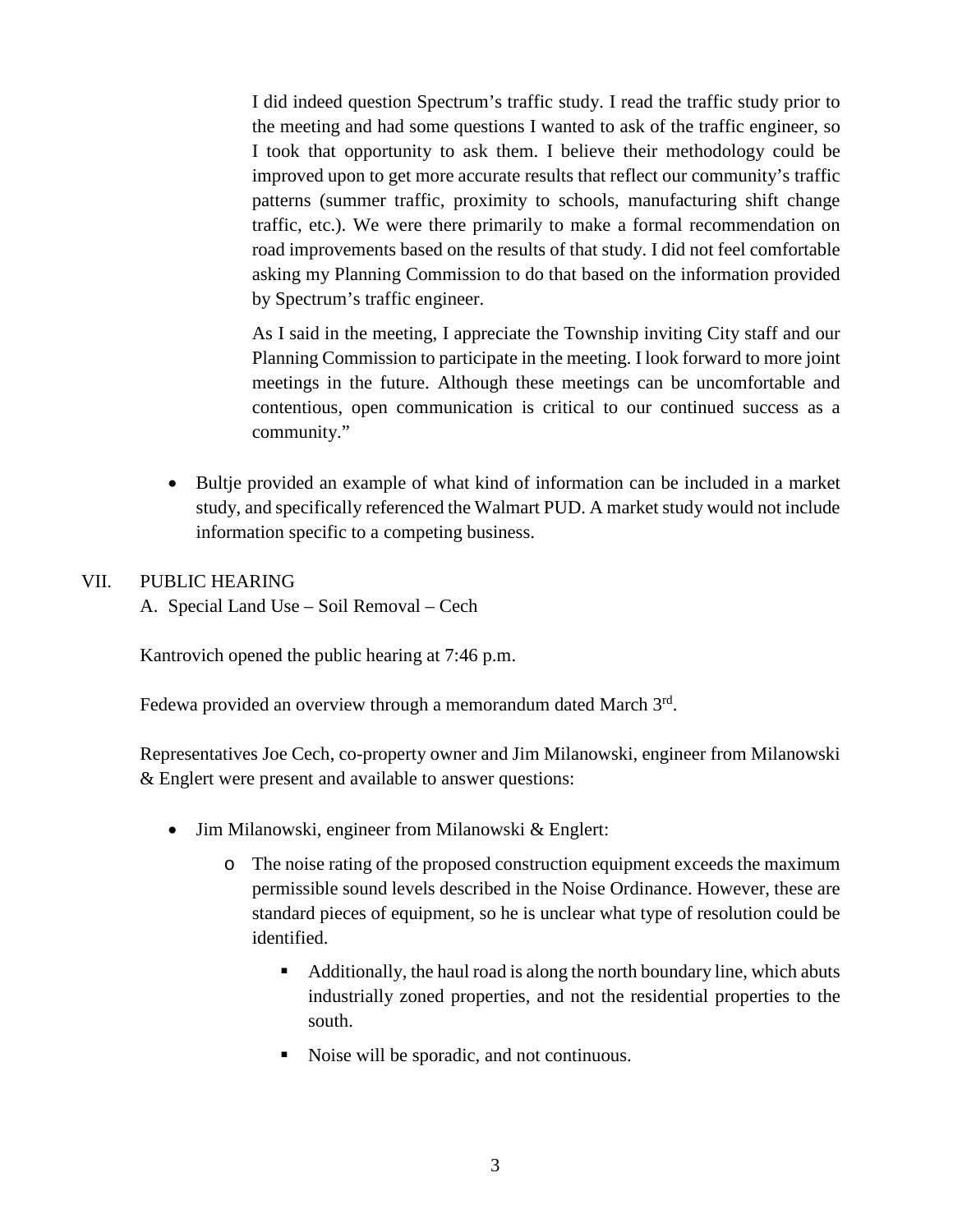I did indeed question Spectrum's traffic study. I read the traffic study prior to the meeting and had some questions I wanted to ask of the traffic engineer, so I took that opportunity to ask them. I believe their methodology could be improved upon to get more accurate results that reflect our community's traffic patterns (summer traffic, proximity to schools, manufacturing shift change traffic, etc.). We were there primarily to make a formal recommendation on road improvements based on the results of that study. I did not feel comfortable asking my Planning Commission to do that based on the information provided by Spectrum's traffic engineer.

As I said in the meeting, I appreciate the Township inviting City staff and our Planning Commission to participate in the meeting. I look forward to more joint meetings in the future. Although these meetings can be uncomfortable and contentious, open communication is critical to our continued success as a community."

- Bultje provided an example of what kind of information can be included in a market study, and specifically referenced the Walmart PUD. A market study would not include information specific to a competing business.

VII. PUBLIC HEARING

A. Special Land Use – Soil Removal – Cech

Kantrovich opened the public hearing at 7:46 p.m.

Fedewa provided an overview through a memorandum dated March 3rd.

Representatives Joe Cech, co-property owner and Jim Milanowski, engineer from Milanowski & Englert were present and available to answer questions:

- Jim Milanowski, engineer from Milanowski & Englert:
  - The noise rating of the proposed construction equipment exceeds the maximum permissible sound levels described in the Noise Ordinance. However, these are standard pieces of equipment, so he is unclear what type of resolution could be identified.
    - Additionally, the haul road is along the north boundary line, which abuts industrially zoned properties, and not the residential properties to the south.
    - Noise will be sporadic, and not continuous.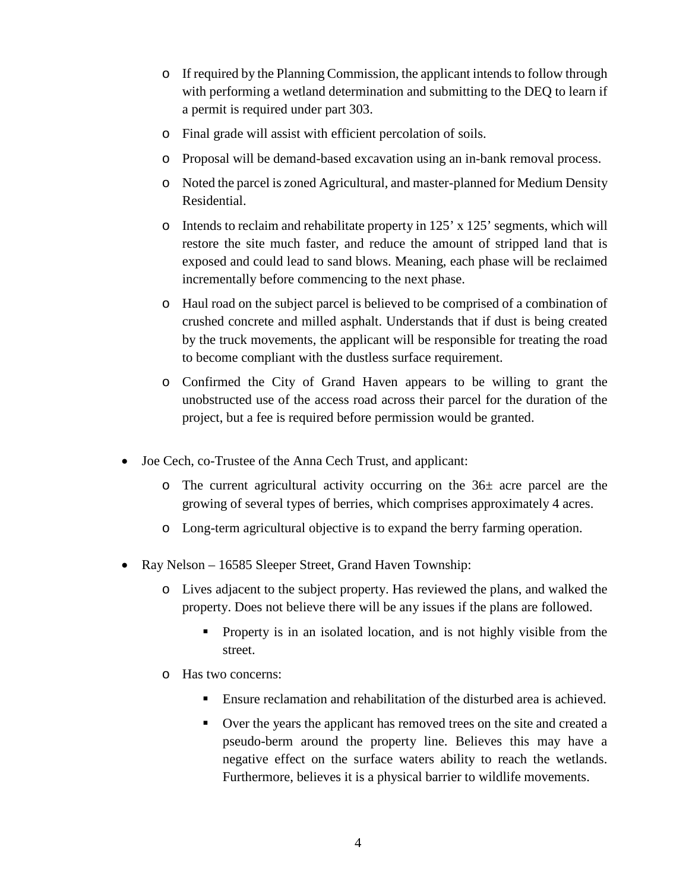- If required by the Planning Commission, the applicant intends to follow through with performing a wetland determination and submitting to the DEQ to learn if a permit is required under part 303.
- Final grade will assist with efficient percolation of soils.
- Proposal will be demand-based excavation using an in-bank removal process.
- Noted the parcel is zoned Agricultural, and master-planned for Medium Density Residential.
- Intends to reclaim and rehabilitate property in 125' x 125' segments, which will restore the site much faster, and reduce the amount of stripped land that is exposed and could lead to sand blows. Meaning, each phase will be reclaimed incrementally before commencing to the next phase.
- Haul road on the subject parcel is believed to be comprised of a combination of crushed concrete and milled asphalt. Understands that if dust is being created by the truck movements, the applicant will be responsible for treating the road to become compliant with the dustless surface requirement.
- Confirmed the City of Grand Haven appears to be willing to grant the unobstructed use of the access road across their parcel for the duration of the project, but a fee is required before permission would be granted.

- Joe Cech, co-Trustee of the Anna Cech Trust, and applicant:
  - The current agricultural activity occurring on the 36± acre parcel are the growing of several types of berries, which comprises approximately 4 acres.
  - Long-term agricultural objective is to expand the berry farming operation.

- Ray Nelson – 16585 Sleeper Street, Grand Haven Township:
  - Lives adjacent to the subject property. Has reviewed the plans, and walked the property. Does not believe there will be any issues if the plans are followed.
    - Property is in an isolated location, and is not highly visible from the street.
  - Has two concerns:
    - Ensure reclamation and rehabilitation of the disturbed area is achieved.
    - Over the years the applicant has removed trees on the site and created a pseudo-berm around the property line. Believes this may have a negative effect on the surface waters ability to reach the wetlands. Furthermore, believes it is a physical barrier to wildlife movements.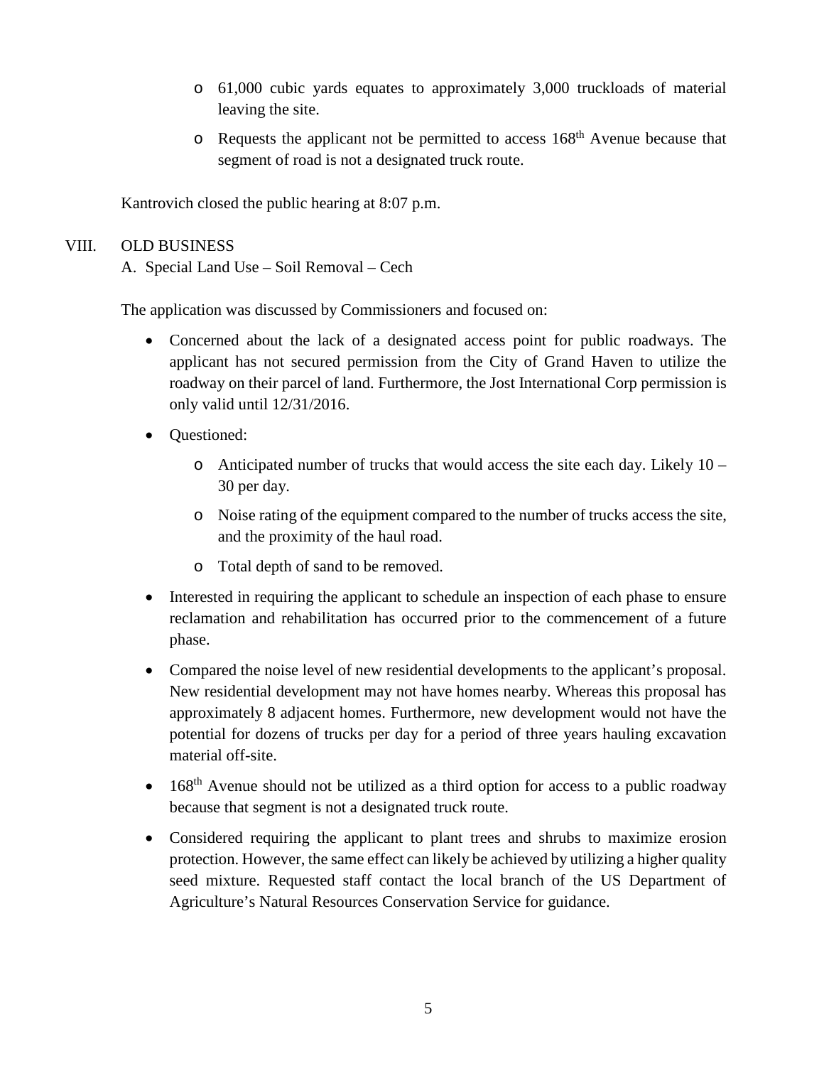- 61,000 cubic yards equates to approximately 3,000 truckloads of material leaving the site.
  - Requests the applicant not be permitted to access 168th Avenue because that segment of road is not a designated truck route.

Kantrovich closed the public hearing at 8:07 p.m.

VIII. OLD BUSINESS

A. Special Land Use – Soil Removal – Cech

The application was discussed by Commissioners and focused on:

- Concerned about the lack of a designated access point for public roadways. The applicant has not secured permission from the City of Grand Haven to utilize the roadway on their parcel of land. Furthermore, the Jost International Corp permission is only valid until 12/31/2016.
- Questioned:
  - Anticipated number of trucks that would access the site each day. Likely 10 – 30 per day.
  - Noise rating of the equipment compared to the number of trucks access the site, and the proximity of the haul road.
  - Total depth of sand to be removed.
- Interested in requiring the applicant to schedule an inspection of each phase to ensure reclamation and rehabilitation has occurred prior to the commencement of a future phase.
- Compared the noise level of new residential developments to the applicant's proposal. New residential development may not have homes nearby. Whereas this proposal has approximately 8 adjacent homes. Furthermore, new development would not have the potential for dozens of trucks per day for a period of three years hauling excavation material off-site.
- 168th Avenue should not be utilized as a third option for access to a public roadway because that segment is not a designated truck route.
- Considered requiring the applicant to plant trees and shrubs to maximize erosion protection. However, the same effect can likely be achieved by utilizing a higher quality seed mixture. Requested staff contact the local branch of the US Department of Agriculture's Natural Resources Conservation Service for guidance.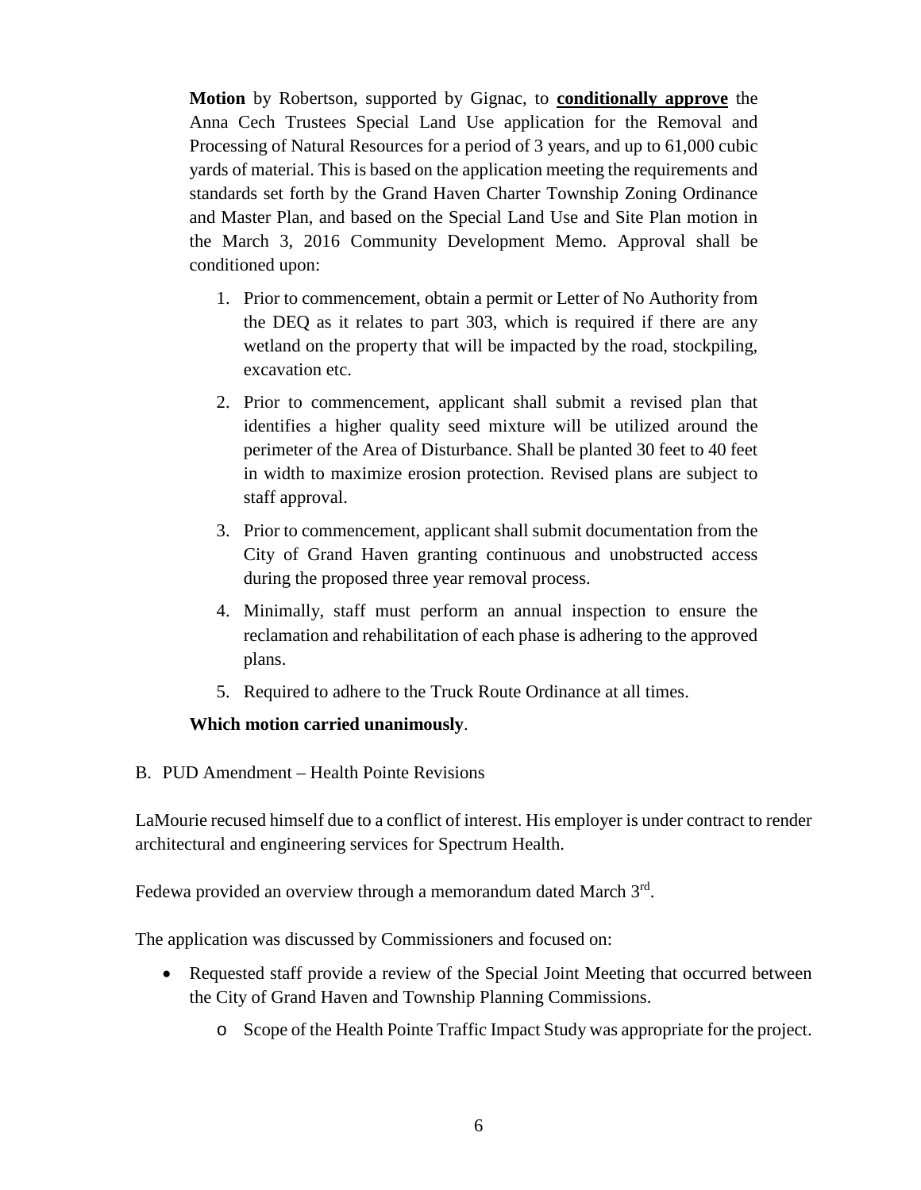**Motion** by Robertson, supported by Gignac, to **conditionally approve** the Anna Cech Trustees Special Land Use application for the Removal and Processing of Natural Resources for a period of 3 years, and up to 61,000 cubic yards of material. This is based on the application meeting the requirements and standards set forth by the Grand Haven Charter Township Zoning Ordinance and Master Plan, and based on the Special Land Use and Site Plan motion in the March 3, 2016 Community Development Memo. Approval shall be conditioned upon:

1. Prior to commencement, obtain a permit or Letter of No Authority from the DEQ as it relates to part 303, which is required if there are any wetland on the property that will be impacted by the road, stockpiling, excavation etc.
2. Prior to commencement, applicant shall submit a revised plan that identifies a higher quality seed mixture will be utilized around the perimeter of the Area of Disturbance. Shall be planted 30 feet to 40 feet in width to maximize erosion protection. Revised plans are subject to staff approval.
3. Prior to commencement, applicant shall submit documentation from the City of Grand Haven granting continuous and unobstructed access during the proposed three year removal process.
4. Minimally, staff must perform an annual inspection to ensure the reclamation and rehabilitation of each phase is adhering to the approved plans.
5. Required to adhere to the Truck Route Ordinance at all times.

**Which motion carried unanimously**.

B. PUD Amendment – Health Pointe Revisions

LaMourie recused himself due to a conflict of interest. His employer is under contract to render architectural and engineering services for Spectrum Health.

Fedewa provided an overview through a memorandum dated March 3rd.

The application was discussed by Commissioners and focused on:

- Requested staff provide a review of the Special Joint Meeting that occurred between the City of Grand Haven and Township Planning Commissions.
    - Scope of the Health Pointe Traffic Impact Study was appropriate for the project.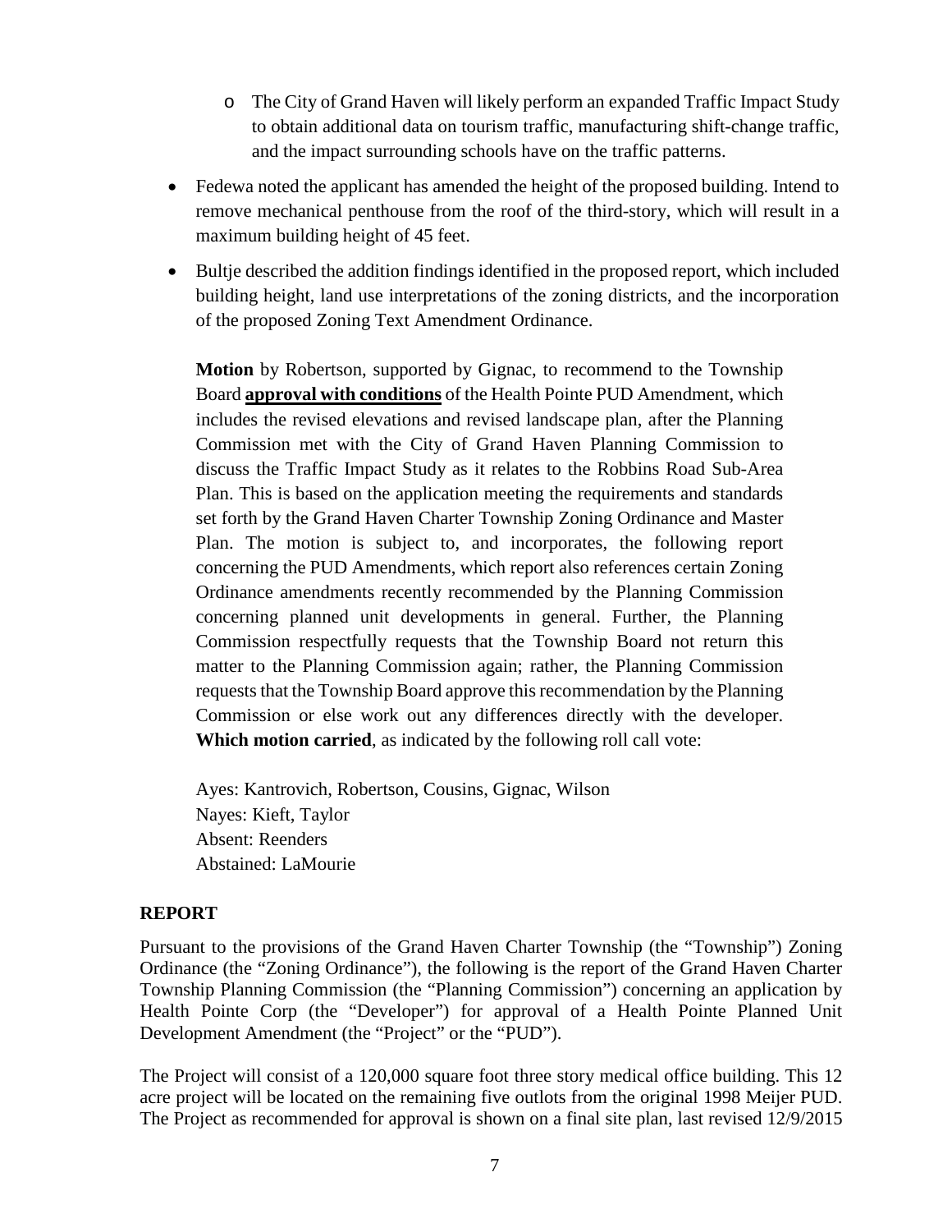- The City of Grand Haven will likely perform an expanded Traffic Impact Study to obtain additional data on tourism traffic, manufacturing shift-change traffic, and the impact surrounding schools have on the traffic patterns.

- Fedewa noted the applicant has amended the height of the proposed building. Intend to remove mechanical penthouse from the roof of the third-story, which will result in a maximum building height of 45 feet.

- Bultje described the addition findings identified in the proposed report, which included building height, land use interpretations of the zoning districts, and the incorporation of the proposed Zoning Text Amendment Ordinance.

  **Motion** by Robertson, supported by Gignac, to recommend to the Township Board **approval with conditions** of the Health Pointe PUD Amendment, which includes the revised elevations and revised landscape plan, after the Planning Commission met with the City of Grand Haven Planning Commission to discuss the Traffic Impact Study as it relates to the Robbins Road Sub-Area Plan. This is based on the application meeting the requirements and standards set forth by the Grand Haven Charter Township Zoning Ordinance and Master Plan. The motion is subject to, and incorporates, the following report concerning the PUD Amendments, which report also references certain Zoning Ordinance amendments recently recommended by the Planning Commission concerning planned unit developments in general. Further, the Planning Commission respectfully requests that the Township Board not return this matter to the Planning Commission again; rather, the Planning Commission requests that the Township Board approve this recommendation by the Planning Commission or else work out any differences directly with the developer. **Which motion carried**, as indicated by the following roll call vote:

  Ayes: Kantrovich, Robertson, Cousins, Gignac, Wilson
  Nayes: Kieft, Taylor
  Absent: Reenders
  Abstained: LaMourie

## REPORT

Pursuant to the provisions of the Grand Haven Charter Township (the "Township") Zoning Ordinance (the "Zoning Ordinance"), the following is the report of the Grand Haven Charter Township Planning Commission (the "Planning Commission") concerning an application by Health Pointe Corp (the "Developer") for approval of a Health Pointe Planned Unit Development Amendment (the "Project" or the "PUD").

The Project will consist of a 120,000 square foot three story medical office building. This 12 acre project will be located on the remaining five outlots from the original 1998 Meijer PUD. The Project as recommended for approval is shown on a final site plan, last revised 12/9/2015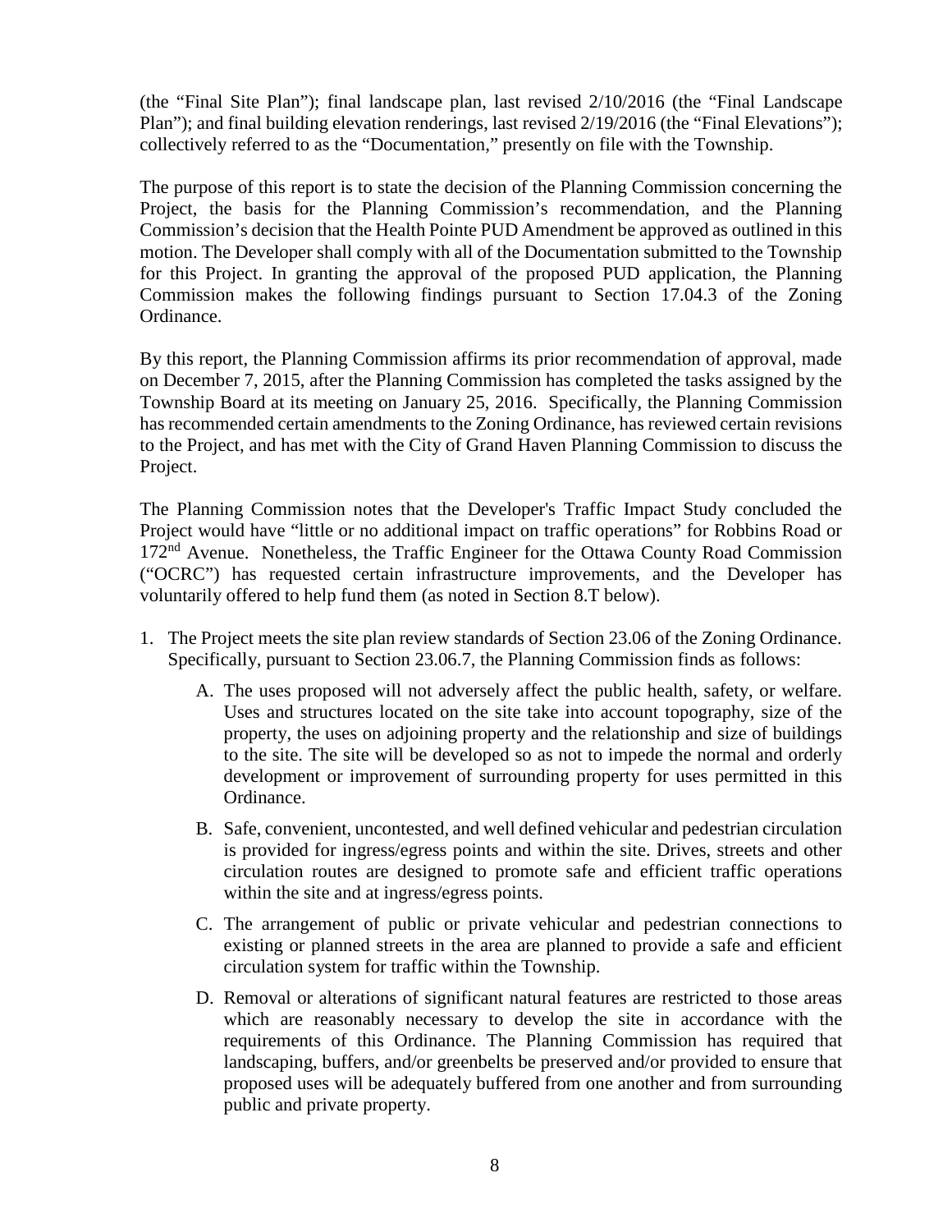(the "Final Site Plan"); final landscape plan, last revised 2/10/2016 (the "Final Landscape Plan"); and final building elevation renderings, last revised 2/19/2016 (the "Final Elevations"); collectively referred to as the "Documentation," presently on file with the Township.

The purpose of this report is to state the decision of the Planning Commission concerning the Project, the basis for the Planning Commission's recommendation, and the Planning Commission's decision that the Health Pointe PUD Amendment be approved as outlined in this motion. The Developer shall comply with all of the Documentation submitted to the Township for this Project. In granting the approval of the proposed PUD application, the Planning Commission makes the following findings pursuant to Section 17.04.3 of the Zoning Ordinance.

By this report, the Planning Commission affirms its prior recommendation of approval, made on December 7, 2015, after the Planning Commission has completed the tasks assigned by the Township Board at its meeting on January 25, 2016. Specifically, the Planning Commission has recommended certain amendments to the Zoning Ordinance, has reviewed certain revisions to the Project, and has met with the City of Grand Haven Planning Commission to discuss the Project.

The Planning Commission notes that the Developer's Traffic Impact Study concluded the Project would have "little or no additional impact on traffic operations" for Robbins Road or 172nd Avenue. Nonetheless, the Traffic Engineer for the Ottawa County Road Commission ("OCRC") has requested certain infrastructure improvements, and the Developer has voluntarily offered to help fund them (as noted in Section 8.T below).

1. The Project meets the site plan review standards of Section 23.06 of the Zoning Ordinance. Specifically, pursuant to Section 23.06.7, the Planning Commission finds as follows:

   A. The uses proposed will not adversely affect the public health, safety, or welfare. Uses and structures located on the site take into account topography, size of the property, the uses on adjoining property and the relationship and size of buildings to the site. The site will be developed so as not to impede the normal and orderly development or improvement of surrounding property for uses permitted in this Ordinance.

   B. Safe, convenient, uncontested, and well defined vehicular and pedestrian circulation is provided for ingress/egress points and within the site. Drives, streets and other circulation routes are designed to promote safe and efficient traffic operations within the site and at ingress/egress points.

   C. The arrangement of public or private vehicular and pedestrian connections to existing or planned streets in the area are planned to provide a safe and efficient circulation system for traffic within the Township.

   D. Removal or alterations of significant natural features are restricted to those areas which are reasonably necessary to develop the site in accordance with the requirements of this Ordinance. The Planning Commission has required that landscaping, buffers, and/or greenbelts be preserved and/or provided to ensure that proposed uses will be adequately buffered from one another and from surrounding public and private property.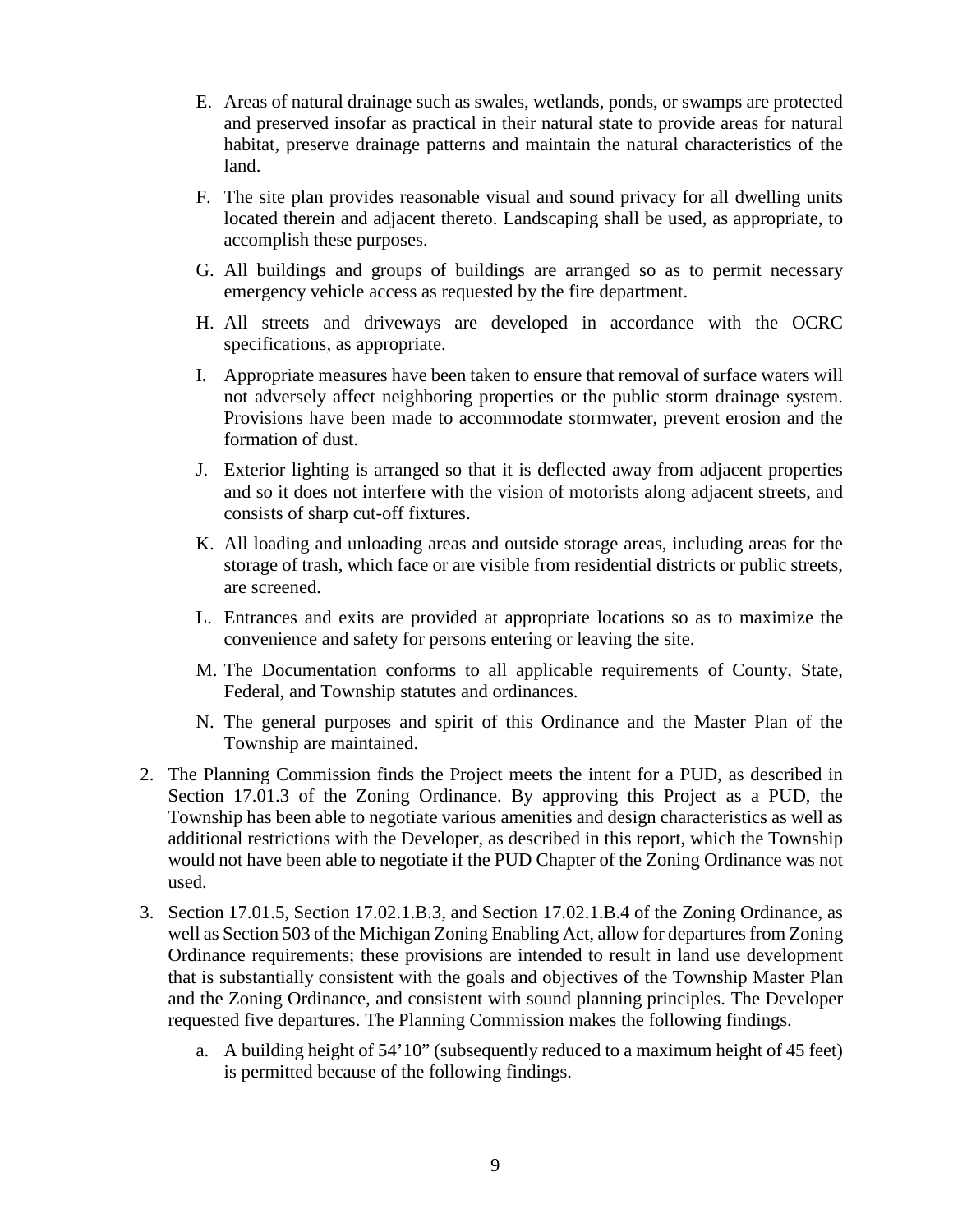E. Areas of natural drainage such as swales, wetlands, ponds, or swamps are protected and preserved insofar as practical in their natural state to provide areas for natural habitat, preserve drainage patterns and maintain the natural characteristics of the land.

F. The site plan provides reasonable visual and sound privacy for all dwelling units located therein and adjacent thereto. Landscaping shall be used, as appropriate, to accomplish these purposes.

G. All buildings and groups of buildings are arranged so as to permit necessary emergency vehicle access as requested by the fire department.

H. All streets and driveways are developed in accordance with the OCRC specifications, as appropriate.

I. Appropriate measures have been taken to ensure that removal of surface waters will not adversely affect neighboring properties or the public storm drainage system. Provisions have been made to accommodate stormwater, prevent erosion and the formation of dust.

J. Exterior lighting is arranged so that it is deflected away from adjacent properties and so it does not interfere with the vision of motorists along adjacent streets, and consists of sharp cut-off fixtures.

K. All loading and unloading areas and outside storage areas, including areas for the storage of trash, which face or are visible from residential districts or public streets, are screened.

L. Entrances and exits are provided at appropriate locations so as to maximize the convenience and safety for persons entering or leaving the site.

M. The Documentation conforms to all applicable requirements of County, State, Federal, and Township statutes and ordinances.

N. The general purposes and spirit of this Ordinance and the Master Plan of the Township are maintained.

2. The Planning Commission finds the Project meets the intent for a PUD, as described in Section 17.01.3 of the Zoning Ordinance. By approving this Project as a PUD, the Township has been able to negotiate various amenities and design characteristics as well as additional restrictions with the Developer, as described in this report, which the Township would not have been able to negotiate if the PUD Chapter of the Zoning Ordinance was not used.

3. Section 17.01.5, Section 17.02.1.B.3, and Section 17.02.1.B.4 of the Zoning Ordinance, as well as Section 503 of the Michigan Zoning Enabling Act, allow for departures from Zoning Ordinance requirements; these provisions are intended to result in land use development that is substantially consistent with the goals and objectives of the Township Master Plan and the Zoning Ordinance, and consistent with sound planning principles. The Developer requested five departures. The Planning Commission makes the following findings.

   a. A building height of 54'10" (subsequently reduced to a maximum height of 45 feet) is permitted because of the following findings.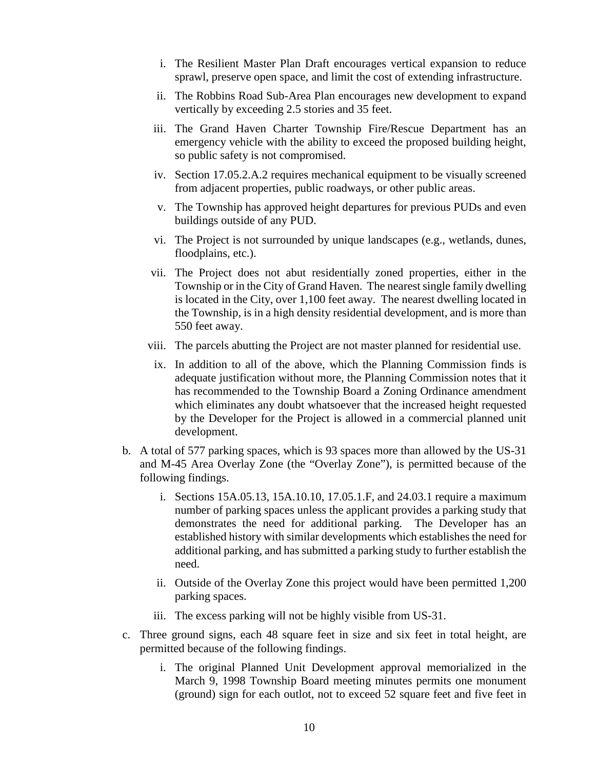i. The Resilient Master Plan Draft encourages vertical expansion to reduce sprawl, preserve open space, and limit the cost of extending infrastructure.

   ii. The Robbins Road Sub-Area Plan encourages new development to expand vertically by exceeding 2.5 stories and 35 feet.

   iii. The Grand Haven Charter Township Fire/Rescue Department has an emergency vehicle with the ability to exceed the proposed building height, so public safety is not compromised.

   iv. Section 17.05.2.A.2 requires mechanical equipment to be visually screened from adjacent properties, public roadways, or other public areas.

   v. The Township has approved height departures for previous PUDs and even buildings outside of any PUD.

   vi. The Project is not surrounded by unique landscapes (e.g., wetlands, dunes, floodplains, etc.).

   vii. The Project does not abut residentially zoned properties, either in the Township or in the City of Grand Haven. The nearest single family dwelling is located in the City, over 1,100 feet away. The nearest dwelling located in the Township, is in a high density residential development, and is more than 550 feet away.

   viii. The parcels abutting the Project are not master planned for residential use.

   ix. In addition to all of the above, which the Planning Commission finds is adequate justification without more, the Planning Commission notes that it has recommended to the Township Board a Zoning Ordinance amendment which eliminates any doubt whatsoever that the increased height requested by the Developer for the Project is allowed in a commercial planned unit development.

b. A total of 577 parking spaces, which is 93 spaces more than allowed by the US-31 and M-45 Area Overlay Zone (the "Overlay Zone"), is permitted because of the following findings.

   i. Sections 15A.05.13, 15A.10.10, 17.05.1.F, and 24.03.1 require a maximum number of parking spaces unless the applicant provides a parking study that demonstrates the need for additional parking. The Developer has an established history with similar developments which establishes the need for additional parking, and has submitted a parking study to further establish the need.

   ii. Outside of the Overlay Zone this project would have been permitted 1,200 parking spaces.

   iii. The excess parking will not be highly visible from US-31.

c. Three ground signs, each 48 square feet in size and six feet in total height, are permitted because of the following findings.

   i. The original Planned Unit Development approval memorialized in the March 9, 1998 Township Board meeting minutes permits one monument (ground) sign for each outlot, not to exceed 52 square feet and five feet in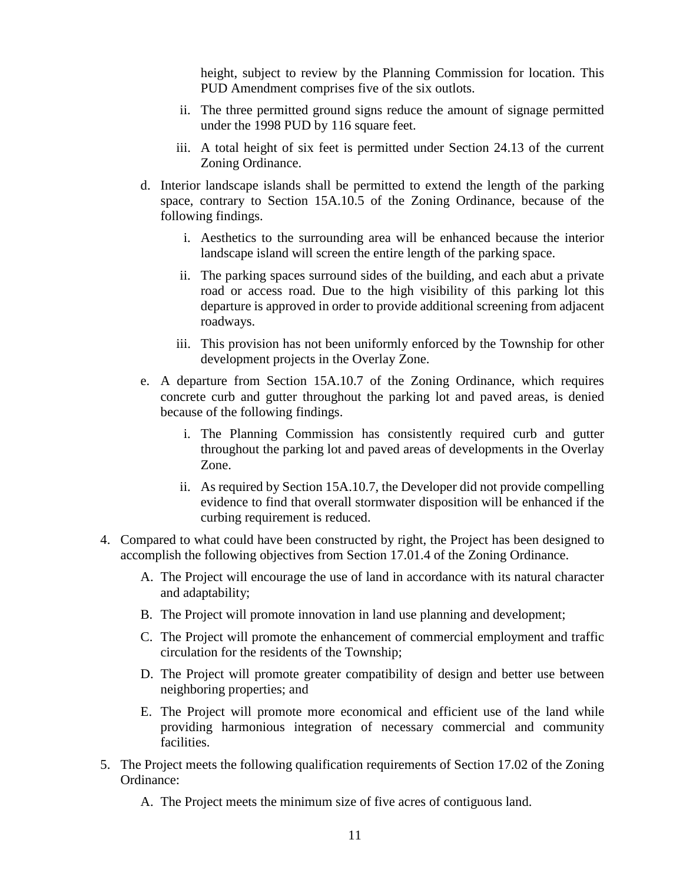height, subject to review by the Planning Commission for location. This PUD Amendment comprises five of the six outlots.

   ii. The three permitted ground signs reduce the amount of signage permitted under the 1998 PUD by 116 square feet.

   iii. A total height of six feet is permitted under Section 24.13 of the current Zoning Ordinance.

d. Interior landscape islands shall be permitted to extend the length of the parking space, contrary to Section 15A.10.5 of the Zoning Ordinance, because of the following findings.

   i. Aesthetics to the surrounding area will be enhanced because the interior landscape island will screen the entire length of the parking space.

   ii. The parking spaces surround sides of the building, and each abut a private road or access road. Due to the high visibility of this parking lot this departure is approved in order to provide additional screening from adjacent roadways.

   iii. This provision has not been uniformly enforced by the Township for other development projects in the Overlay Zone.

e. A departure from Section 15A.10.7 of the Zoning Ordinance, which requires concrete curb and gutter throughout the parking lot and paved areas, is denied because of the following findings.

   i. The Planning Commission has consistently required curb and gutter throughout the parking lot and paved areas of developments in the Overlay Zone.

   ii. As required by Section 15A.10.7, the Developer did not provide compelling evidence to find that overall stormwater disposition will be enhanced if the curbing requirement is reduced.

4. Compared to what could have been constructed by right, the Project has been designed to accomplish the following objectives from Section 17.01.4 of the Zoning Ordinance.

   A. The Project will encourage the use of land in accordance with its natural character and adaptability;

   B. The Project will promote innovation in land use planning and development;

   C. The Project will promote the enhancement of commercial employment and traffic circulation for the residents of the Township;

   D. The Project will promote greater compatibility of design and better use between neighboring properties; and

   E. The Project will promote more economical and efficient use of the land while providing harmonious integration of necessary commercial and community facilities.

5. The Project meets the following qualification requirements of Section 17.02 of the Zoning Ordinance:

   A. The Project meets the minimum size of five acres of contiguous land.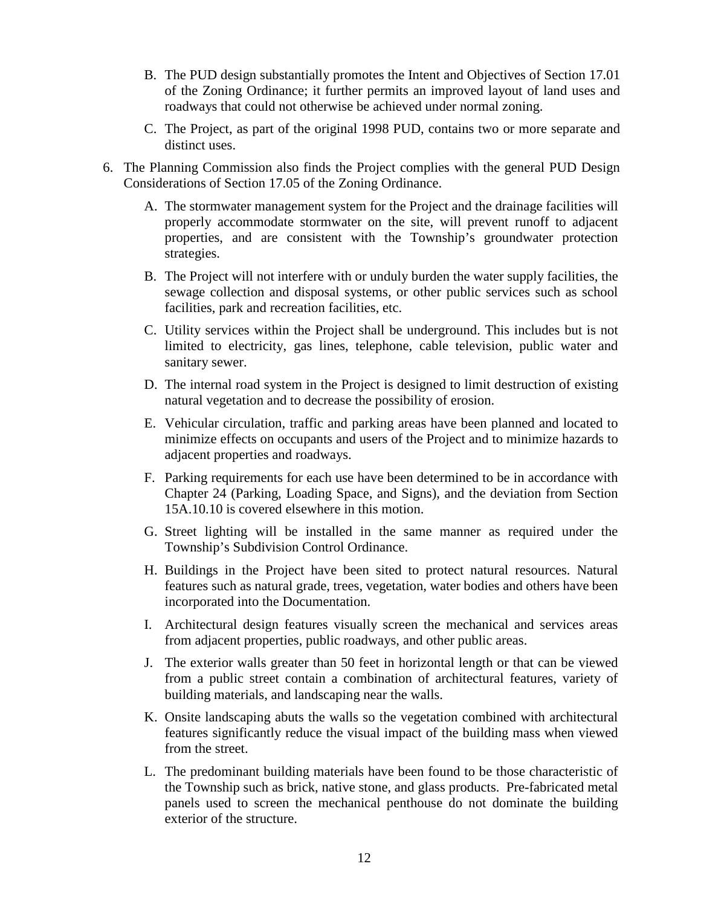B. The PUD design substantially promotes the Intent and Objectives of Section 17.01 of the Zoning Ordinance; it further permits an improved layout of land uses and roadways that could not otherwise be achieved under normal zoning.

C. The Project, as part of the original 1998 PUD, contains two or more separate and distinct uses.

6. The Planning Commission also finds the Project complies with the general PUD Design Considerations of Section 17.05 of the Zoning Ordinance.

   A. The stormwater management system for the Project and the drainage facilities will properly accommodate stormwater on the site, will prevent runoff to adjacent properties, and are consistent with the Township's groundwater protection strategies.

   B. The Project will not interfere with or unduly burden the water supply facilities, the sewage collection and disposal systems, or other public services such as school facilities, park and recreation facilities, etc.

   C. Utility services within the Project shall be underground. This includes but is not limited to electricity, gas lines, telephone, cable television, public water and sanitary sewer.

   D. The internal road system in the Project is designed to limit destruction of existing natural vegetation and to decrease the possibility of erosion.

   E. Vehicular circulation, traffic and parking areas have been planned and located to minimize effects on occupants and users of the Project and to minimize hazards to adjacent properties and roadways.

   F. Parking requirements for each use have been determined to be in accordance with Chapter 24 (Parking, Loading Space, and Signs), and the deviation from Section 15A.10.10 is covered elsewhere in this motion.

   G. Street lighting will be installed in the same manner as required under the Township's Subdivision Control Ordinance.

   H. Buildings in the Project have been sited to protect natural resources. Natural features such as natural grade, trees, vegetation, water bodies and others have been incorporated into the Documentation.

   I. Architectural design features visually screen the mechanical and services areas from adjacent properties, public roadways, and other public areas.

   J. The exterior walls greater than 50 feet in horizontal length or that can be viewed from a public street contain a combination of architectural features, variety of building materials, and landscaping near the walls.

   K. Onsite landscaping abuts the walls so the vegetation combined with architectural features significantly reduce the visual impact of the building mass when viewed from the street.

   L. The predominant building materials have been found to be those characteristic of the Township such as brick, native stone, and glass products. Pre-fabricated metal panels used to screen the mechanical penthouse do not dominate the building exterior of the structure.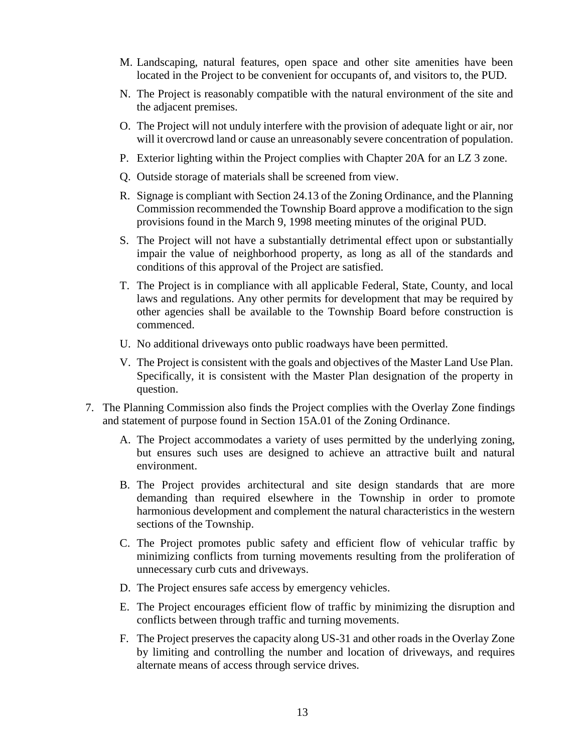M. Landscaping, natural features, open space and other site amenities have been located in the Project to be convenient for occupants of, and visitors to, the PUD.

N. The Project is reasonably compatible with the natural environment of the site and the adjacent premises.

O. The Project will not unduly interfere with the provision of adequate light or air, nor will it overcrowd land or cause an unreasonably severe concentration of population.

P. Exterior lighting within the Project complies with Chapter 20A for an LZ 3 zone.

Q. Outside storage of materials shall be screened from view.

R. Signage is compliant with Section 24.13 of the Zoning Ordinance, and the Planning Commission recommended the Township Board approve a modification to the sign provisions found in the March 9, 1998 meeting minutes of the original PUD.

S. The Project will not have a substantially detrimental effect upon or substantially impair the value of neighborhood property, as long as all of the standards and conditions of this approval of the Project are satisfied.

T. The Project is in compliance with all applicable Federal, State, County, and local laws and regulations. Any other permits for development that may be required by other agencies shall be available to the Township Board before construction is commenced.

U. No additional driveways onto public roadways have been permitted.

V. The Project is consistent with the goals and objectives of the Master Land Use Plan. Specifically, it is consistent with the Master Plan designation of the property in question.

7. The Planning Commission also finds the Project complies with the Overlay Zone findings and statement of purpose found in Section 15A.01 of the Zoning Ordinance.

   A. The Project accommodates a variety of uses permitted by the underlying zoning, but ensures such uses are designed to achieve an attractive built and natural environment.

   B. The Project provides architectural and site design standards that are more demanding than required elsewhere in the Township in order to promote harmonious development and complement the natural characteristics in the western sections of the Township.

   C. The Project promotes public safety and efficient flow of vehicular traffic by minimizing conflicts from turning movements resulting from the proliferation of unnecessary curb cuts and driveways.

   D. The Project ensures safe access by emergency vehicles.

   E. The Project encourages efficient flow of traffic by minimizing the disruption and conflicts between through traffic and turning movements.

   F. The Project preserves the capacity along US-31 and other roads in the Overlay Zone by limiting and controlling the number and location of driveways, and requires alternate means of access through service drives.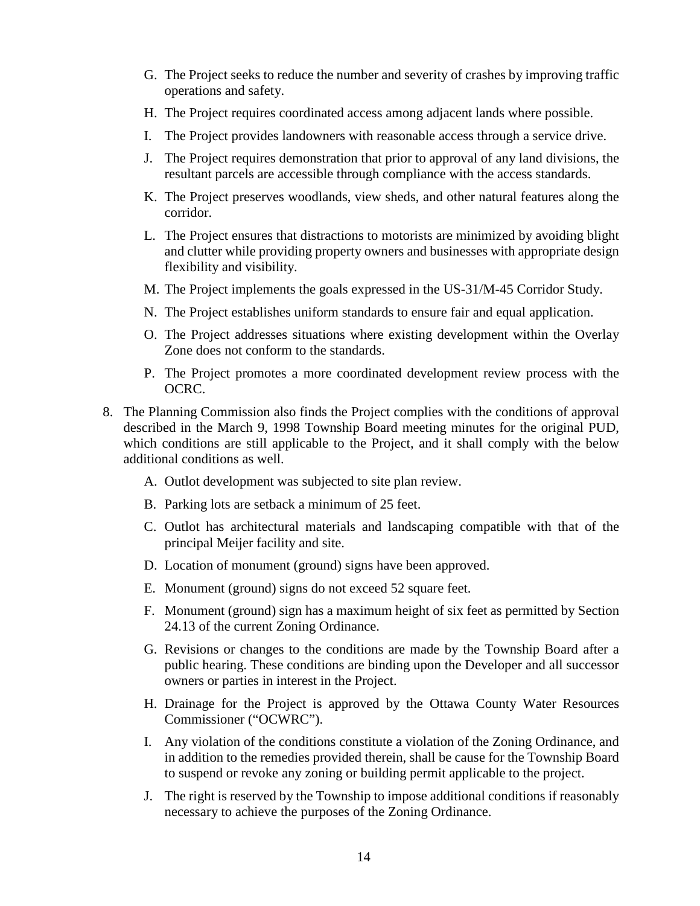G. The Project seeks to reduce the number and severity of crashes by improving traffic operations and safety.

H. The Project requires coordinated access among adjacent lands where possible.

I. The Project provides landowners with reasonable access through a service drive.

J. The Project requires demonstration that prior to approval of any land divisions, the resultant parcels are accessible through compliance with the access standards.

K. The Project preserves woodlands, view sheds, and other natural features along the corridor.

L. The Project ensures that distractions to motorists are minimized by avoiding blight and clutter while providing property owners and businesses with appropriate design flexibility and visibility.

M. The Project implements the goals expressed in the US-31/M-45 Corridor Study.

N. The Project establishes uniform standards to ensure fair and equal application.

O. The Project addresses situations where existing development within the Overlay Zone does not conform to the standards.

P. The Project promotes a more coordinated development review process with the OCRC.

8. The Planning Commission also finds the Project complies with the conditions of approval described in the March 9, 1998 Township Board meeting minutes for the original PUD, which conditions are still applicable to the Project, and it shall comply with the below additional conditions as well.

   A. Outlot development was subjected to site plan review.

   B. Parking lots are setback a minimum of 25 feet.

   C. Outlot has architectural materials and landscaping compatible with that of the principal Meijer facility and site.

   D. Location of monument (ground) signs have been approved.

   E. Monument (ground) signs do not exceed 52 square feet.

   F. Monument (ground) sign has a maximum height of six feet as permitted by Section 24.13 of the current Zoning Ordinance.

   G. Revisions or changes to the conditions are made by the Township Board after a public hearing. These conditions are binding upon the Developer and all successor owners or parties in interest in the Project.

   H. Drainage for the Project is approved by the Ottawa County Water Resources Commissioner ("OCWRC").

   I. Any violation of the conditions constitute a violation of the Zoning Ordinance, and in addition to the remedies provided therein, shall be cause for the Township Board to suspend or revoke any zoning or building permit applicable to the project.

   J. The right is reserved by the Township to impose additional conditions if reasonably necessary to achieve the purposes of the Zoning Ordinance.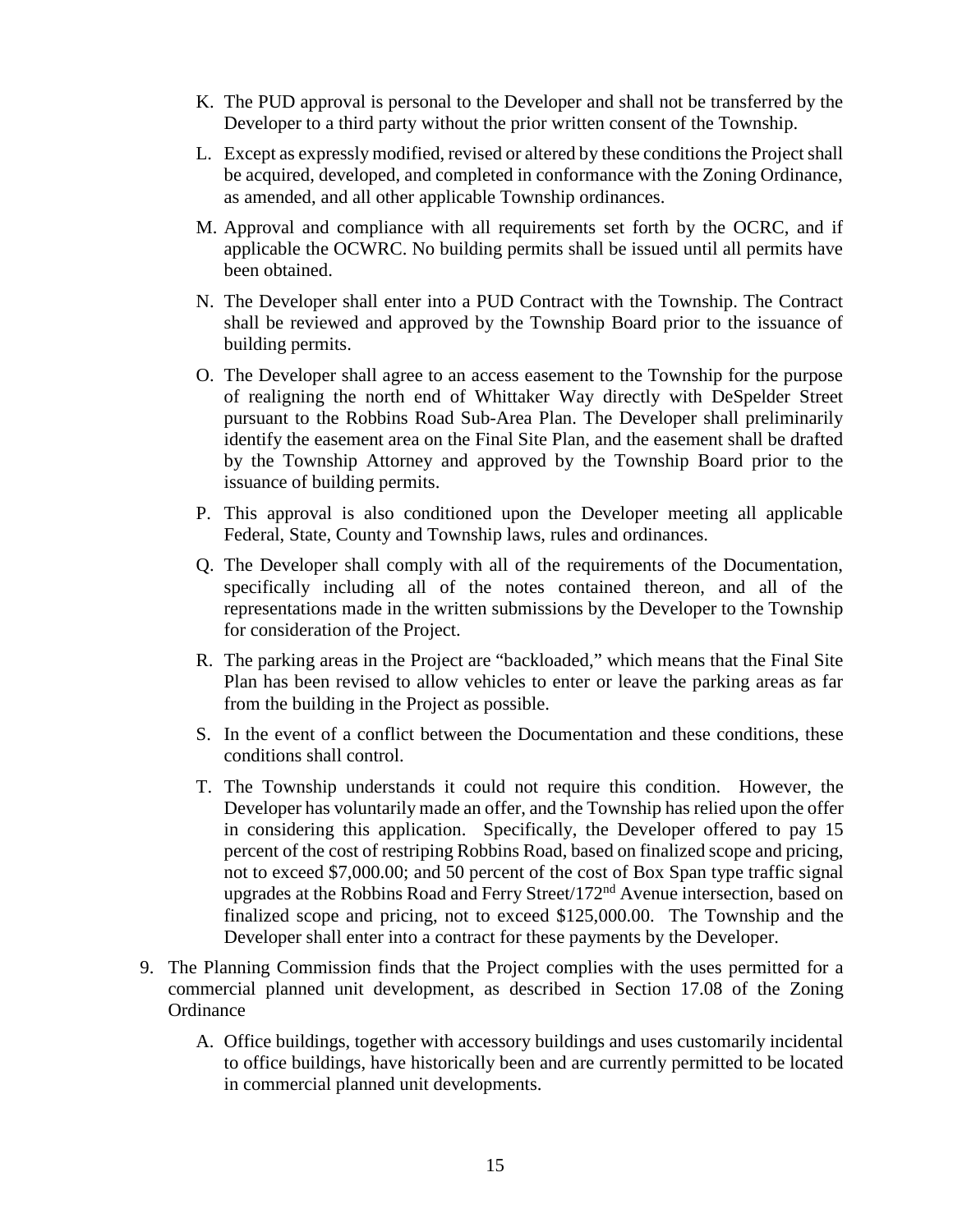K. The PUD approval is personal to the Developer and shall not be transferred by the Developer to a third party without the prior written consent of the Township.

L. Except as expressly modified, revised or altered by these conditions the Project shall be acquired, developed, and completed in conformance with the Zoning Ordinance, as amended, and all other applicable Township ordinances.

M. Approval and compliance with all requirements set forth by the OCRC, and if applicable the OCWRC. No building permits shall be issued until all permits have been obtained.

N. The Developer shall enter into a PUD Contract with the Township. The Contract shall be reviewed and approved by the Township Board prior to the issuance of building permits.

O. The Developer shall agree to an access easement to the Township for the purpose of realigning the north end of Whittaker Way directly with DeSpelder Street pursuant to the Robbins Road Sub-Area Plan. The Developer shall preliminarily identify the easement area on the Final Site Plan, and the easement shall be drafted by the Township Attorney and approved by the Township Board prior to the issuance of building permits.

P. This approval is also conditioned upon the Developer meeting all applicable Federal, State, County and Township laws, rules and ordinances.

Q. The Developer shall comply with all of the requirements of the Documentation, specifically including all of the notes contained thereon, and all of the representations made in the written submissions by the Developer to the Township for consideration of the Project.

R. The parking areas in the Project are "backloaded," which means that the Final Site Plan has been revised to allow vehicles to enter or leave the parking areas as far from the building in the Project as possible.

S. In the event of a conflict between the Documentation and these conditions, these conditions shall control.

T. The Township understands it could not require this condition. However, the Developer has voluntarily made an offer, and the Township has relied upon the offer in considering this application. Specifically, the Developer offered to pay 15 percent of the cost of restriping Robbins Road, based on finalized scope and pricing, not to exceed $7,000.00; and 50 percent of the cost of Box Span type traffic signal upgrades at the Robbins Road and Ferry Street/172nd Avenue intersection, based on finalized scope and pricing, not to exceed $125,000.00. The Township and the Developer shall enter into a contract for these payments by the Developer.

9. The Planning Commission finds that the Project complies with the uses permitted for a commercial planned unit development, as described in Section 17.08 of the Zoning Ordinance

   A. Office buildings, together with accessory buildings and uses customarily incidental to office buildings, have historically been and are currently permitted to be located in commercial planned unit developments.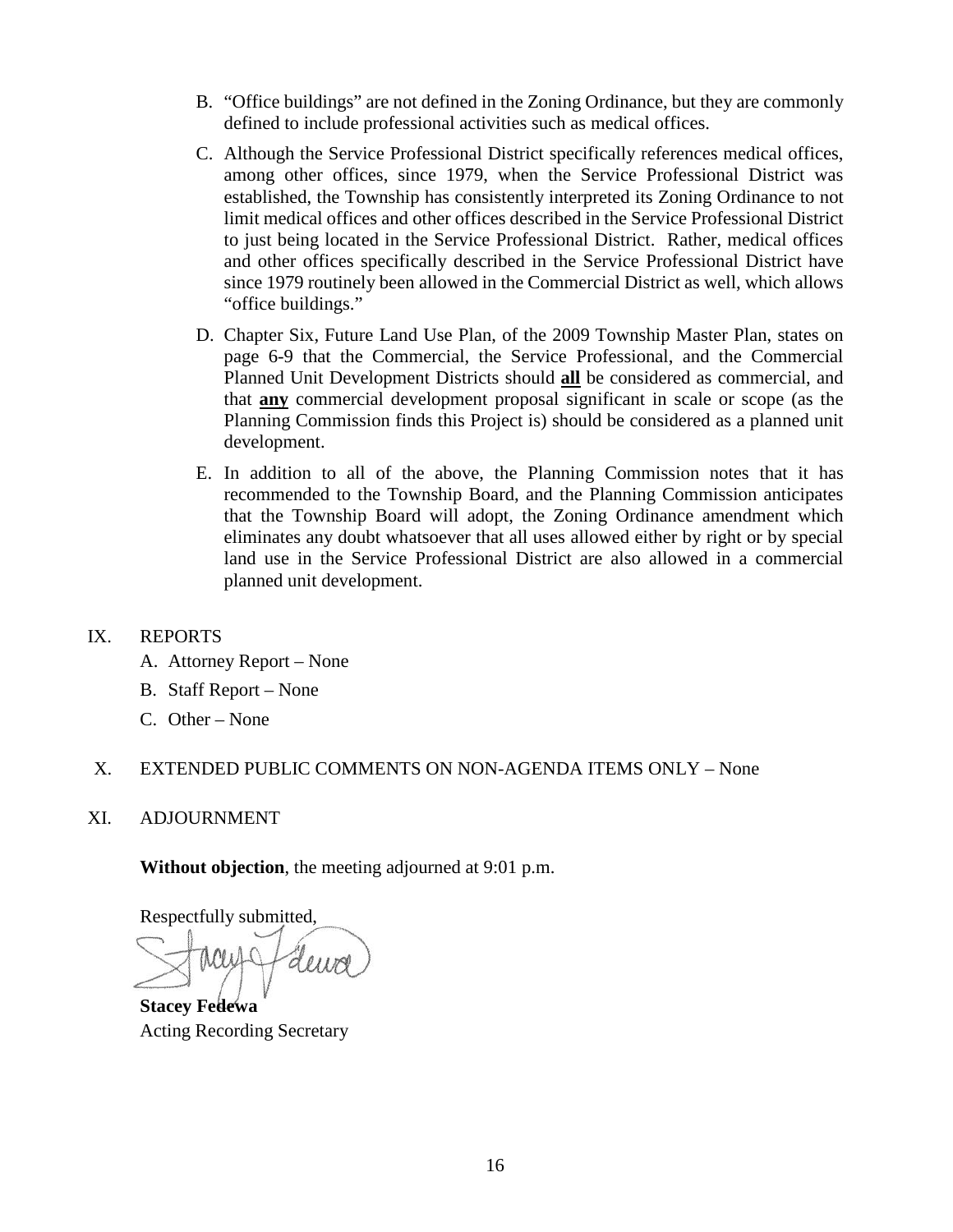B. "Office buildings" are not defined in the Zoning Ordinance, but they are commonly defined to include professional activities such as medical offices.

C. Although the Service Professional District specifically references medical offices, among other offices, since 1979, when the Service Professional District was established, the Township has consistently interpreted its Zoning Ordinance to not limit medical offices and other offices described in the Service Professional District to just being located in the Service Professional District. Rather, medical offices and other offices specifically described in the Service Professional District have since 1979 routinely been allowed in the Commercial District as well, which allows "office buildings."

D. Chapter Six, Future Land Use Plan, of the 2009 Township Master Plan, states on page 6-9 that the Commercial, the Service Professional, and the Commercial Planned Unit Development Districts should **all** be considered as commercial, and that **any** commercial development proposal significant in scale or scope (as the Planning Commission finds this Project is) should be considered as a planned unit development.

E. In addition to all of the above, the Planning Commission notes that it has recommended to the Township Board, and the Planning Commission anticipates that the Township Board will adopt, the Zoning Ordinance amendment which eliminates any doubt whatsoever that all uses allowed either by right or by special land use in the Service Professional District are also allowed in a commercial planned unit development.

IX. REPORTS

A. Attorney Report – None

B. Staff Report – None

C. Other – None

X. EXTENDED PUBLIC COMMENTS ON NON-AGENDA ITEMS ONLY – None

XI. ADJOURNMENT

**Without objection**, the meeting adjourned at 9:01 p.m.

Respectfully submitted,

**Stacey Fedewa**
Acting Recording Secretary